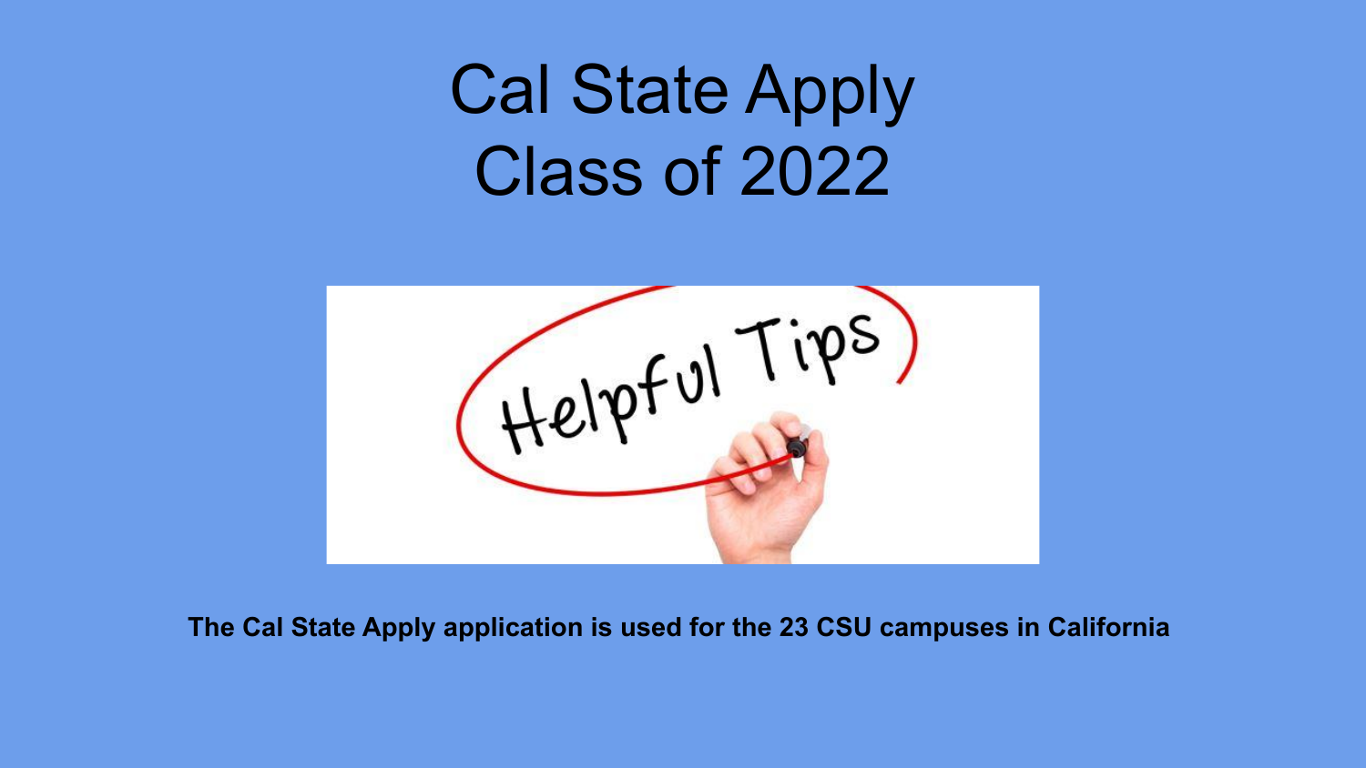# Cal State Apply
# Class of 2022

**The Cal State Apply application is used for the 23 CSU campuses in California**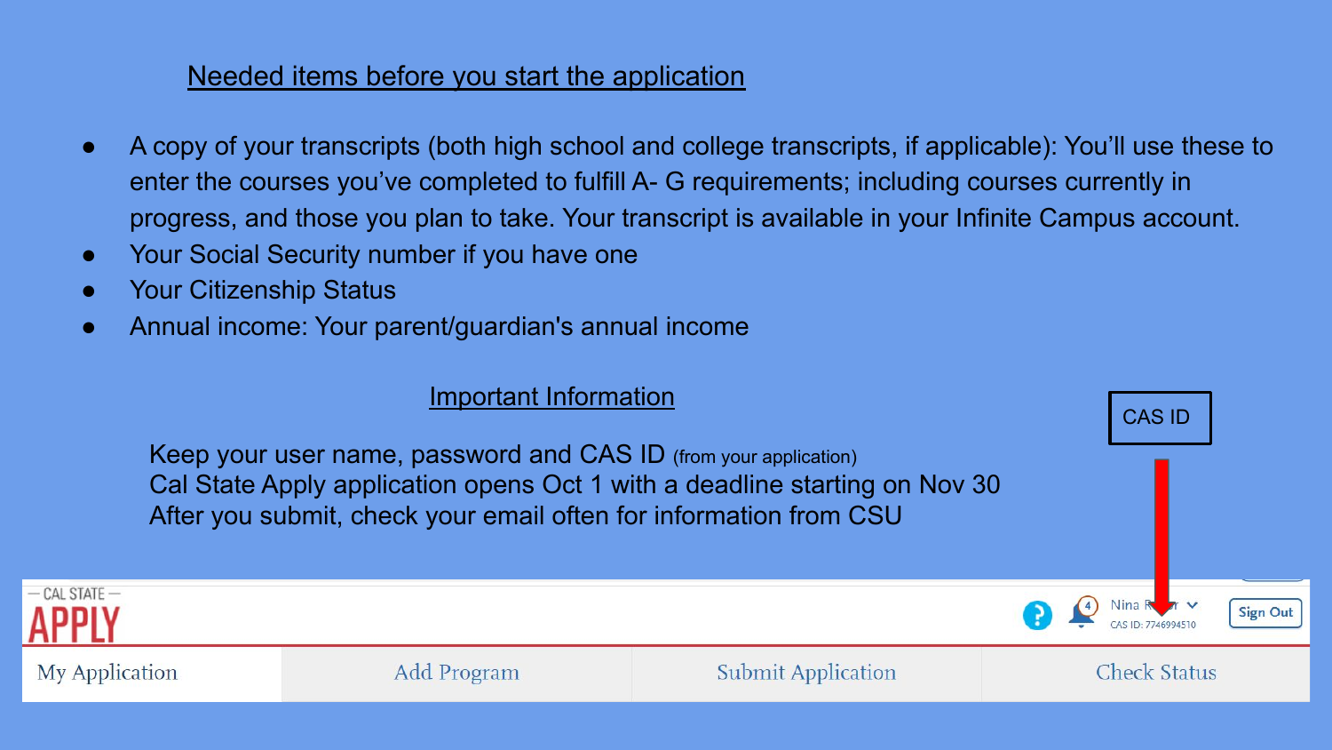## Needed items before you start the application

- A copy of your transcripts (both high school and college transcripts, if applicable): You'll use these to enter the courses you've completed to fulfill A- G requirements; including courses currently in progress, and those you plan to take. Your transcript is available in your Infinite Campus account.
- Your Social Security number if you have one
- Your Citizenship Status
- Annual income: Your parent/guardian's annual income

## Important Information

Keep your user name, password and CAS ID (from your application)
Cal State Apply application opens Oct 1 with a deadline starting on Nov 30
After you submit, check your email often for information from CSU

CAS ID

CAL STATE APPLY

CAS ID: 7746994510

Sign Out

My Application | Add Program | Submit Application | Check Status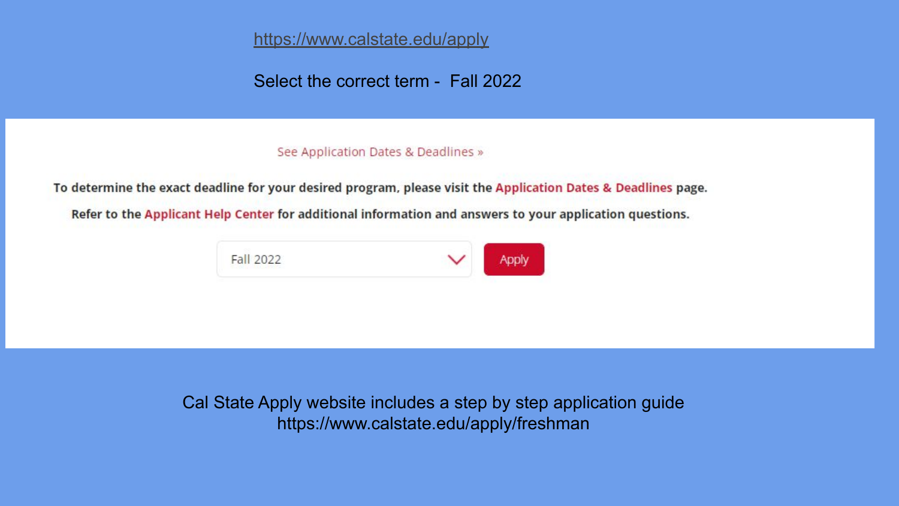https://www.calstate.edu/apply

Select the correct term - Fall 2022

See Application Dates & Deadlines »

**To determine the exact deadline for your desired program, please visit the Application Dates & Deadlines page.**

**Refer to the Applicant Help Center for additional information and answers to your application questions.**

Fall 2022 | Apply

Cal State Apply website includes a step by step application guide
https://www.calstate.edu/apply/freshman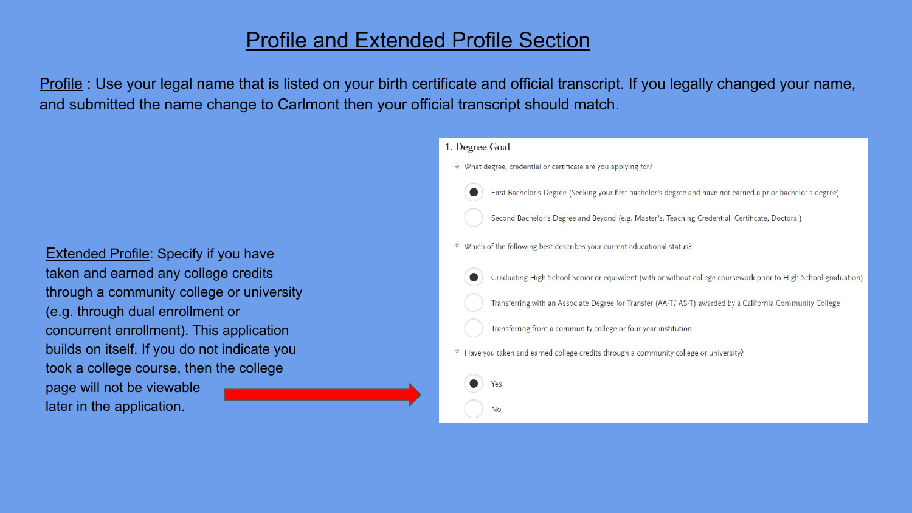# Profile and Extended Profile Section

Profile : Use your legal name that is listed on your birth certificate and official transcript. If you legally changed your name, and submitted the name change to Carlmont then your official transcript should match.

Extended Profile: Specify if you have taken and earned any college credits through a community college or university (e.g. through dual enrollment or concurrent enrollment). This application builds on itself. If you do not indicate you took a college course, then the college page will not be viewable later in the application.

1. Degree Goal

\* What degree, credential or certificate are you applying for?

- (●) First Bachelor's Degree (Seeking your first bachelor's degree and have not earned a prior bachelor's degree)
- ( ) Second Bachelor's Degree and Beyond (e.g. Master's, Teaching Credential, Certificate, Doctoral)

\* Which of the following best describes your current educational status?

- (●) Graduating High School Senior or equivalent (with or without college coursework prior to High School graduation)
- ( ) Transferring with an Associate Degree for Transfer (AA-T/ AS-T) awarded by a California Community College
- ( ) Transferring from a community college or four-year institution

\* Have you taken and earned college credits through a community college or university?

- (●) Yes
- ( ) No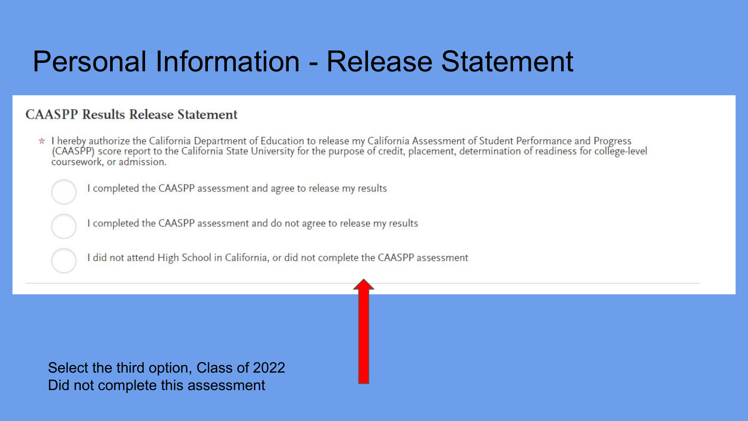# Personal Information - Release Statement

## CAASPP Results Release Statement

\* I hereby authorize the California Department of Education to release my California Assessment of Student Performance and Progress (CAASPP) score report to the California State University for the purpose of credit, placement, determination of readiness for college-level coursework, or admission.

- ◯ I completed the CAASPP assessment and agree to release my results
- ◯ I completed the CAASPP assessment and do not agree to release my results
- ◯ I did not attend High School in California, or did not complete the CAASPP assessment

Select the third option, Class of 2022
Did not complete this assessment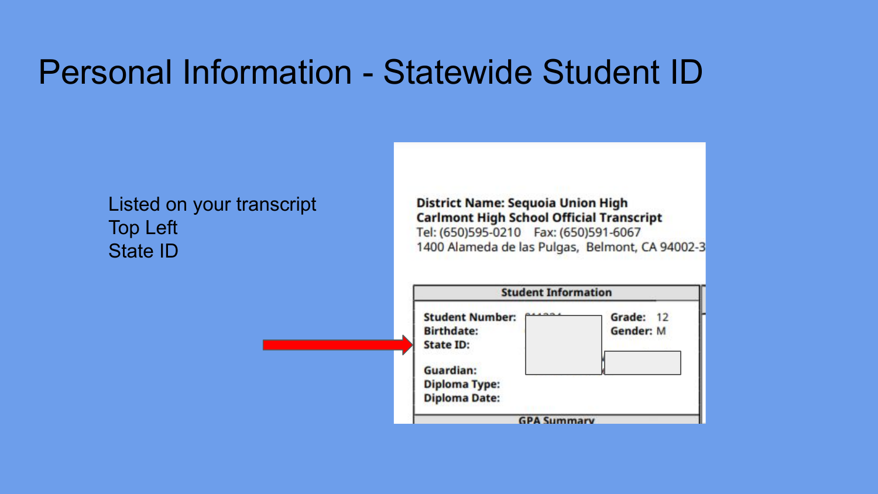# Personal Information - Statewide Student ID

Listed on your transcript
Top Left
State ID

**District Name: Sequoia Union High**
**Carlmont High School Official Transcript**
Tel: (650)595-0210 Fax: (650)591-6067
1400 Alameda de las Pulgas, Belmont, CA 94002-3

**Student Information**

**Student Number:**
**Birthdate:**
**State ID:**

**Guardian:**
**Diploma Type:**
**Diploma Date:**

**Grade:** 12
**Gender:** M

**GPA Summary**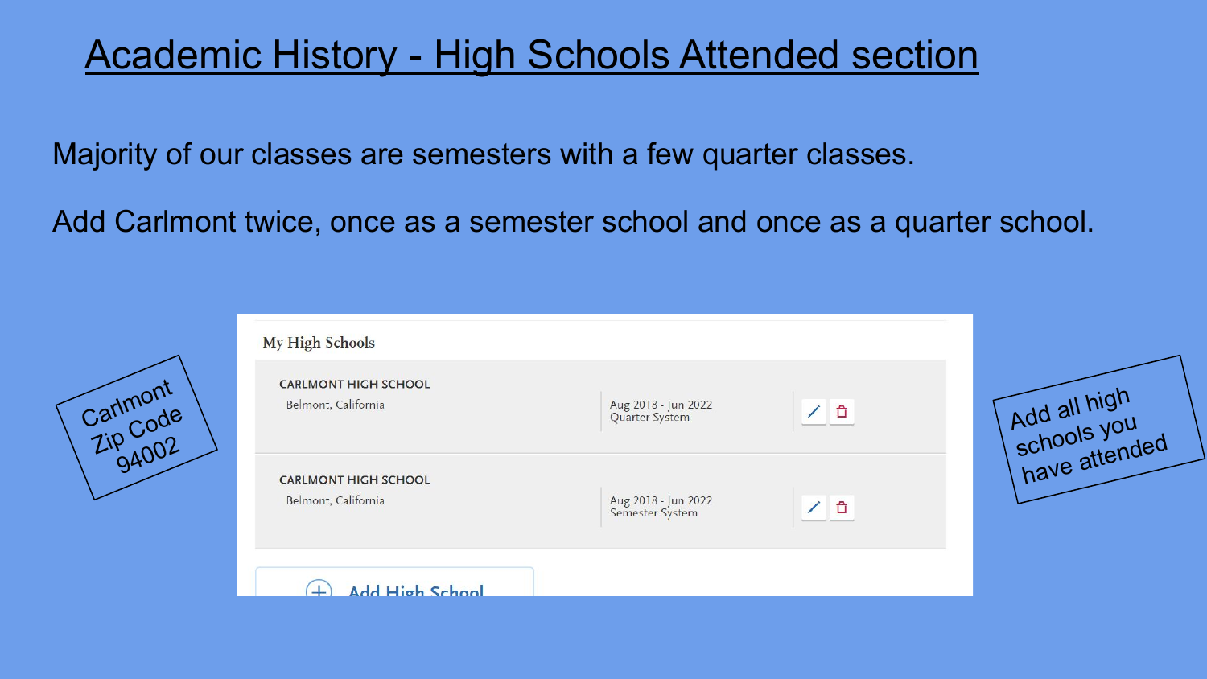# Academic History - High Schools Attended section

Majority of our classes are semesters with a few quarter classes.

Add Carlmont twice, once as a semester school and once as a quarter school.

Carlmont Zip Code 94002

**My High Schools**

| School | Dates |
|---|---|
| CARLMONT HIGH SCHOOL<br>Belmont, California | Aug 2018 - Jun 2022<br>Quarter System |
| CARLMONT HIGH SCHOOL<br>Belmont, California | Aug 2018 - Jun 2022<br>Semester System |

Add High School

Add all high schools you have attended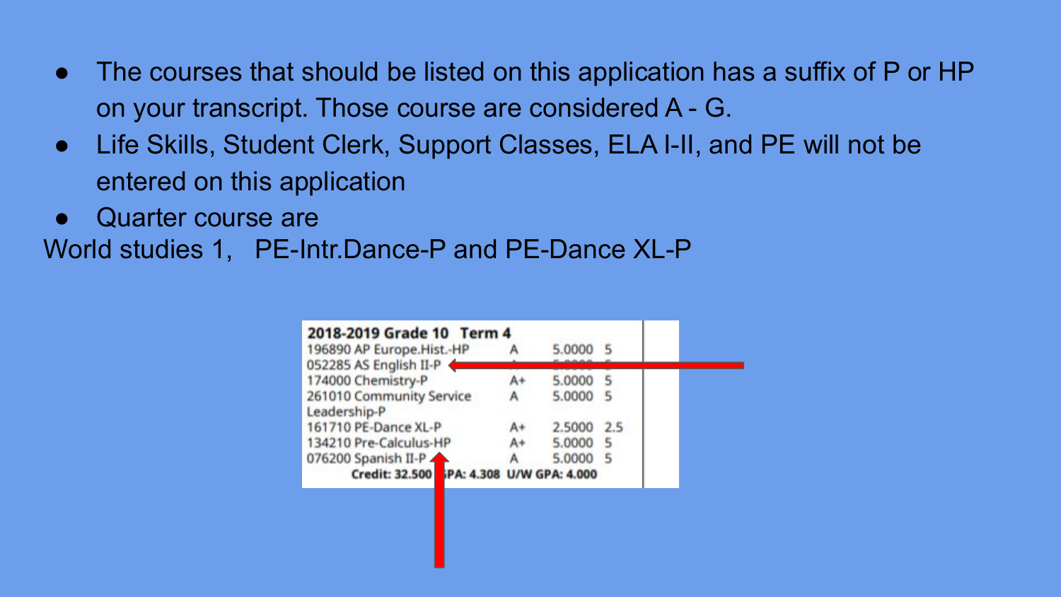- The courses that should be listed on this application has a suffix of P or HP on your transcript. Those course are considered A - G.
- Life Skills, Student Clerk, Support Classes, ELA I-II, and PE will not be entered on this application
- Quarter course are

World studies 1, PE-Intr.Dance-P and PE-Dance XL-P

**2018-2019 Grade 10 Term 4**

| Course | Grade | | |
|---|---|---|---|
| 196890 AP Europe.Hist.-HP | A | 5.0000 | 5 |
| 052285 AS English II-P | A | 5.0000 | 5 |
| 174000 Chemistry-P | A+ | 5.0000 | 5 |
| 261010 Community Service Leadership-P | A | 5.0000 | 5 |
| 161710 PE-Dance XL-P | A+ | 2.5000 | 2.5 |
| 134210 Pre-Calculus-HP | A+ | 5.0000 | 5 |
| 076200 Spanish II-P | A | 5.0000 | 5 |

**Credit: 32.500 GPA: 4.308 U/W GPA: 4.000**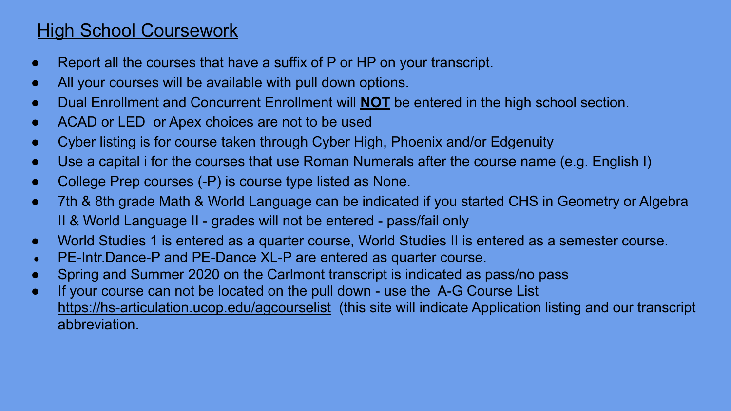## High School Coursework

- Report all the courses that have a suffix of P or HP on your transcript.
- All your courses will be available with pull down options.
- Dual Enrollment and Concurrent Enrollment will **NOT** be entered in the high school section.
- ACAD or LED or Apex choices are not to be used
- Cyber listing is for course taken through Cyber High, Phoenix and/or Edgenuity
- Use a capital i for the courses that use Roman Numerals after the course name (e.g. English I)
- College Prep courses (-P) is course type listed as None.
- 7th & 8th grade Math & World Language can be indicated if you started CHS in Geometry or Algebra II & World Language II - grades will not be entered - pass/fail only
- World Studies 1 is entered as a quarter course, World Studies II is entered as a semester course.
- PE-Intr.Dance-P and PE-Dance XL-P are entered as quarter course.
- Spring and Summer 2020 on the Carlmont transcript is indicated as pass/no pass
- If your course can not be located on the pull down - use the A-G Course List https://hs-articulation.ucop.edu/agcourselist (this site will indicate Application listing and our transcript abbreviation.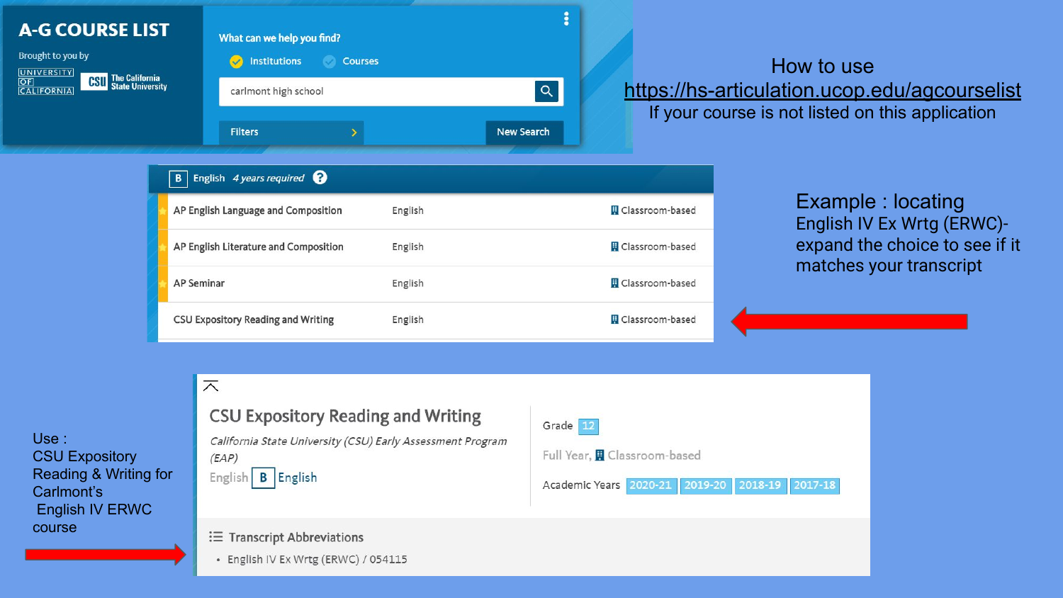## How to use https://hs-articulation.ucop.edu/agcourselist
If your course is not listed on this application

**A-G COURSE LIST**

Brought to you by UNIVERSITY OF CALIFORNIA / CSU The California State University

What can we help you find?

Institutions | Courses

carlmont high school

Filters | New Search

**B** English *4 years required*

| Course | Subject | Type |
|---|---|---|
| AP English Language and Composition | English | Classroom-based |
| AP English Literature and Composition | English | Classroom-based |
| AP Seminar | English | Classroom-based |
| CSU Expository Reading and Writing | English | Classroom-based |

Example : locating
English IV Ex Wrtg (ERWC)- expand the choice to see if it matches your transcript

**CSU Expository Reading and Writing**

*California State University (CSU) Early Assessment Program (EAP)*

English | B | English

Grade 12

Full Year, Classroom-based

Academic Years 2020-21 2019-20 2018-19 2017-18

Transcript Abbreviations

- English IV Ex Wrtg (ERWC) / 054115

Use :
CSU Expository Reading & Writing for Carlmont's English IV ERWC course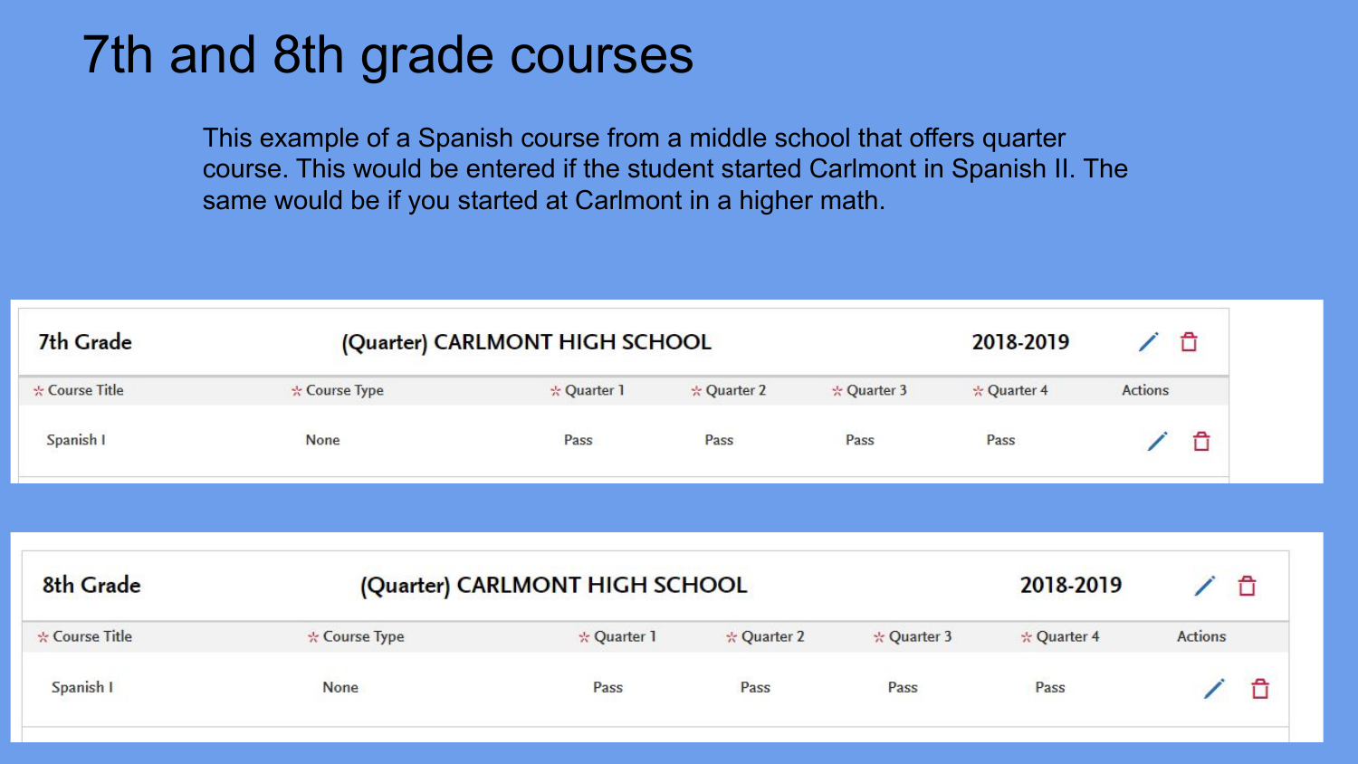# 7th and 8th grade courses

This example of a Spanish course from a middle school that offers quarter course. This would be entered if the student started Carlmont in Spanish II. The same would be if you started at Carlmont in a higher math.

| 7th Grade | (Quarter) CARLMONT HIGH SCHOOL | | | 2018-2019 | | |
|---|---|---|---|---|---|---|
| ☆ Course Title | ☆ Course Type | ☆ Quarter 1 | ☆ Quarter 2 | ☆ Quarter 3 | ☆ Quarter 4 | Actions |
| Spanish I | None | Pass | Pass | Pass | Pass | |

| 8th Grade | (Quarter) CARLMONT HIGH SCHOOL | | | 2018-2019 | | |
|---|---|---|---|---|---|---|
| ☆ Course Title | ☆ Course Type | ☆ Quarter 1 | ☆ Quarter 2 | ☆ Quarter 3 | ☆ Quarter 4 | Actions |
| Spanish I | None | Pass | Pass | Pass | Pass | |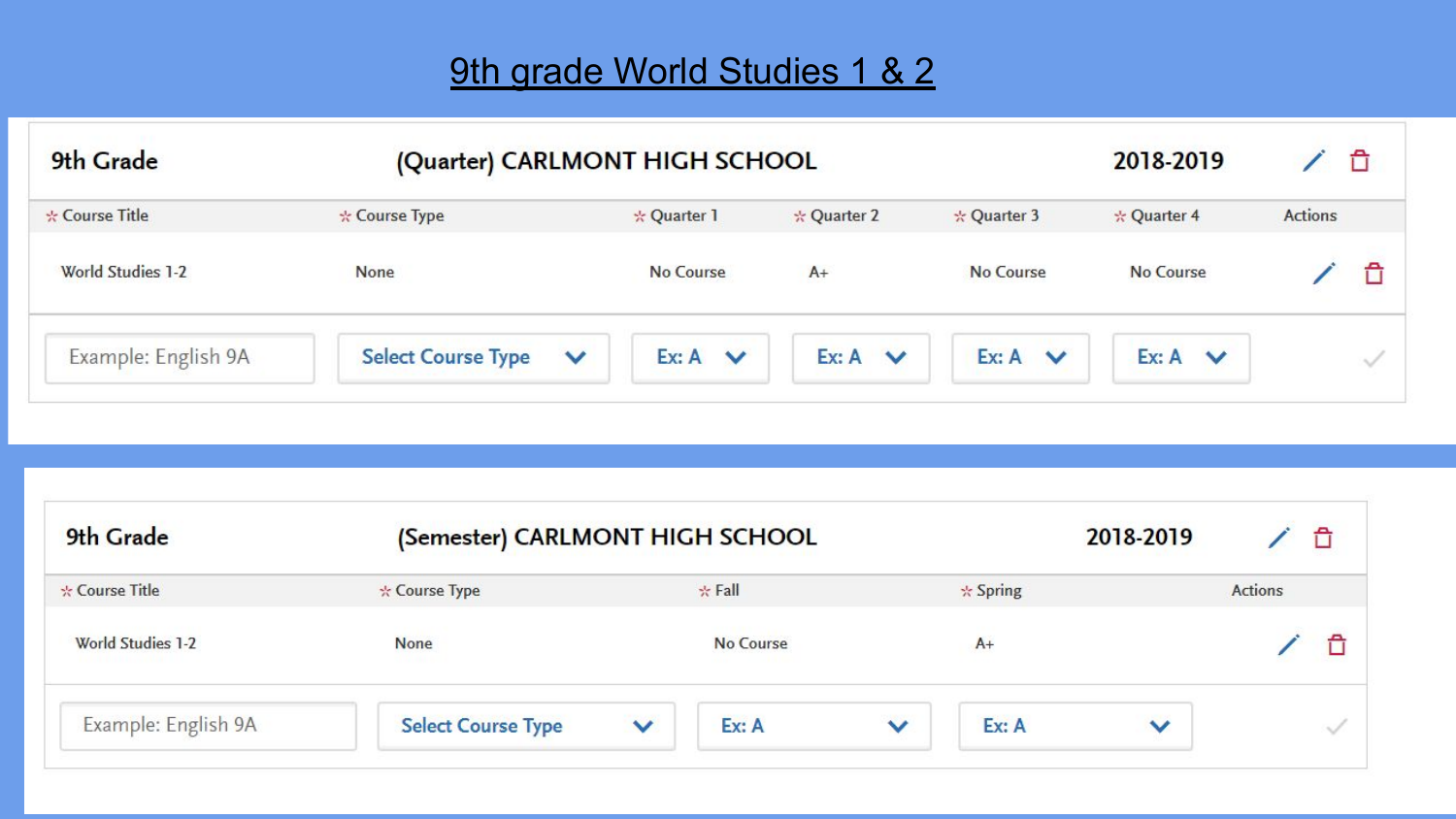# 9th grade World Studies 1 & 2

**9th Grade** — (Quarter) CARLMONT HIGH SCHOOL — 2018-2019

| * Course Title | * Course Type | * Quarter 1 | * Quarter 2 | * Quarter 3 | * Quarter 4 | Actions |
|---|---|---|---|---|---|---|
| World Studies 1-2 | None | No Course | A+ | No Course | No Course | |
| Example: English 9A | Select Course Type | Ex: A | Ex: A | Ex: A | Ex: A | |

**9th Grade** — (Semester) CARLMONT HIGH SCHOOL — 2018-2019

| * Course Title | * Course Type | * Fall | * Spring | Actions |
|---|---|---|---|---|
| World Studies 1-2 | None | No Course | A+ | |
| Example: English 9A | Select Course Type | Ex: A | Ex: A | |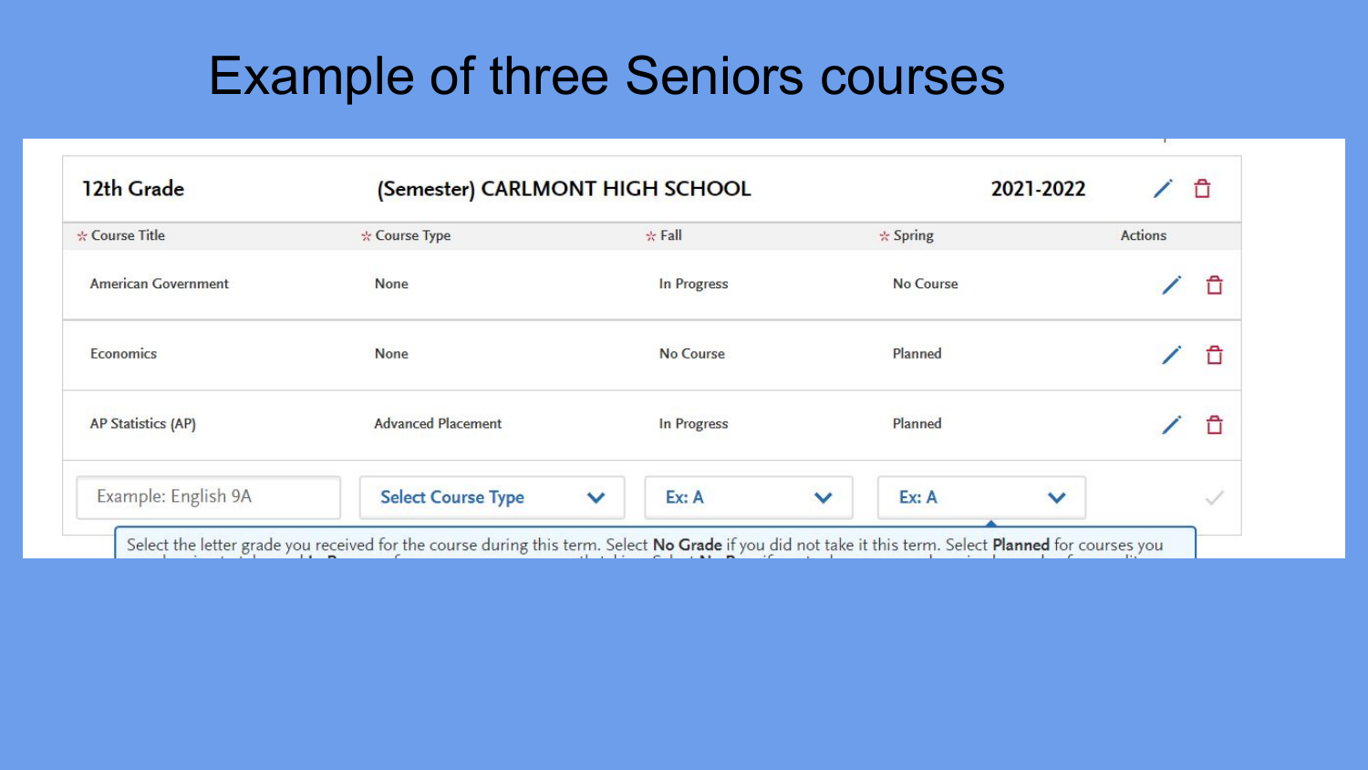# Example of three Seniors courses

| 12th Grade | (Semester) CARLMONT HIGH SCHOOL | | 2021-2022 | |
|---|---|---|---|---|
| * Course Title | * Course Type | * Fall | * Spring | Actions |
| American Government | None | In Progress | No Course | |
| Economics | None | No Course | Planned | |
| AP Statistics (AP) | Advanced Placement | In Progress | Planned | |
| Example: English 9A | Select Course Type | Ex: A | Ex: A | |

Select the letter grade you received for the course during this term. Select **No Grade** if you did not take it this term. Select **Planned** for courses you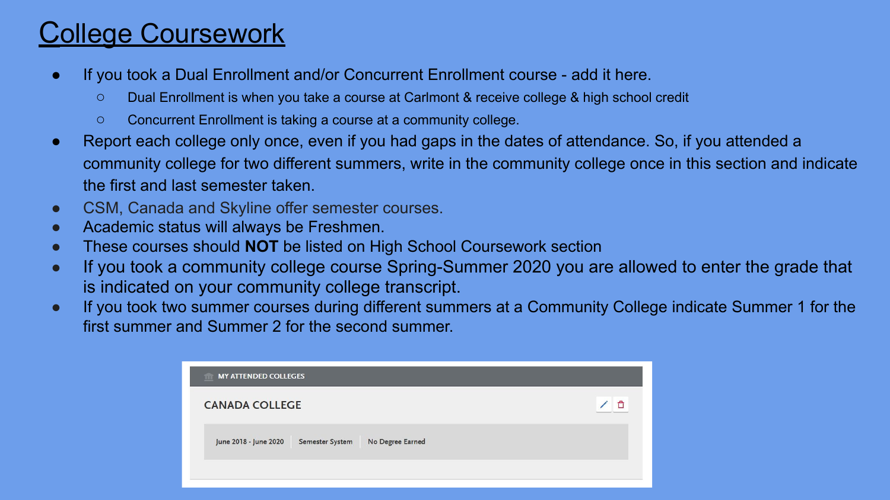# College Coursework

- If you took a Dual Enrollment and/or Concurrent Enrollment course - add it here.
  - Dual Enrollment is when you take a course at Carlmont & receive college & high school credit
  - Concurrent Enrollment is taking a course at a community college.
- Report each college only once, even if you had gaps in the dates of attendance. So, if you attended a community college for two different summers, write in the community college once in this section and indicate the first and last semester taken.
- CSM, Canada and Skyline offer semester courses.
- Academic status will always be Freshmen.
- These courses should **NOT** be listed on High School Coursework section
- If you took a community college course Spring-Summer 2020 you are allowed to enter the grade that is indicated on your community college transcript.
- If you took two summer courses during different summers at a Community College indicate Summer 1 for the first summer and Summer 2 for the second summer.

MY ATTENDED COLLEGES

CANADA COLLEGE

June 2018 - June 2020 | Semester System | No Degree Earned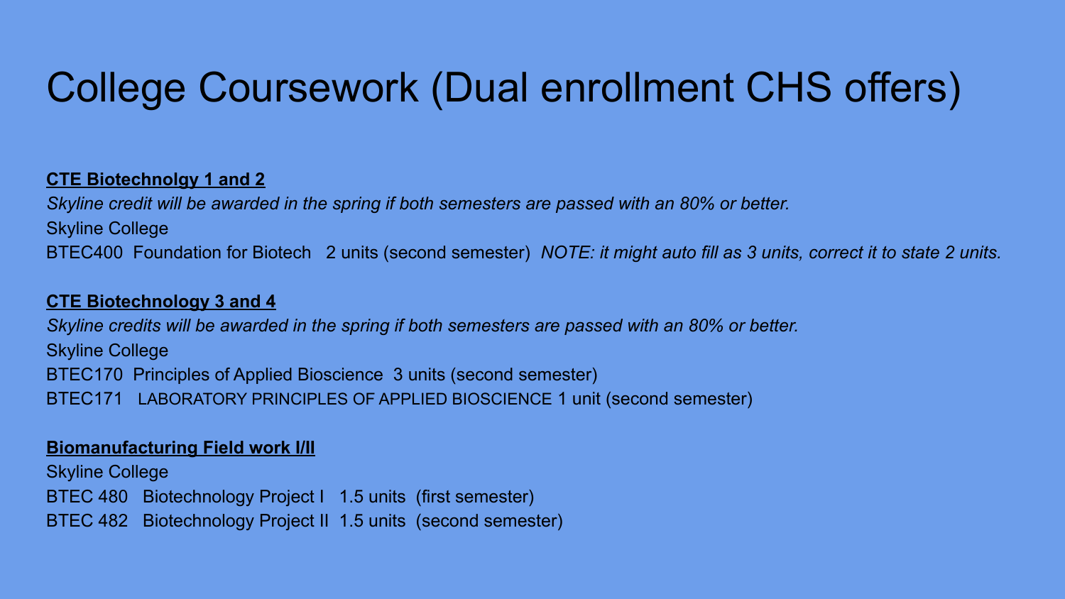# College Coursework (Dual enrollment CHS offers)

**CTE Biotechnolgy 1 and 2**

*Skyline credit will be awarded in the spring if both semesters are passed with an 80% or better.*

Skyline College

BTEC400 Foundation for Biotech 2 units (second semester) *NOTE: it might auto fill as 3 units, correct it to state 2 units.*

**CTE Biotechnology 3 and 4**

*Skyline credits will be awarded in the spring if both semesters are passed with an 80% or better.*

Skyline College

BTEC170 Principles of Applied Bioscience 3 units (second semester)

BTEC171 LABORATORY PRINCIPLES OF APPLIED BIOSCIENCE 1 unit (second semester)

**Biomanufacturing Field work I/II**

Skyline College

BTEC 480 Biotechnology Project I 1.5 units (first semester)

BTEC 482 Biotechnology Project II 1.5 units (second semester)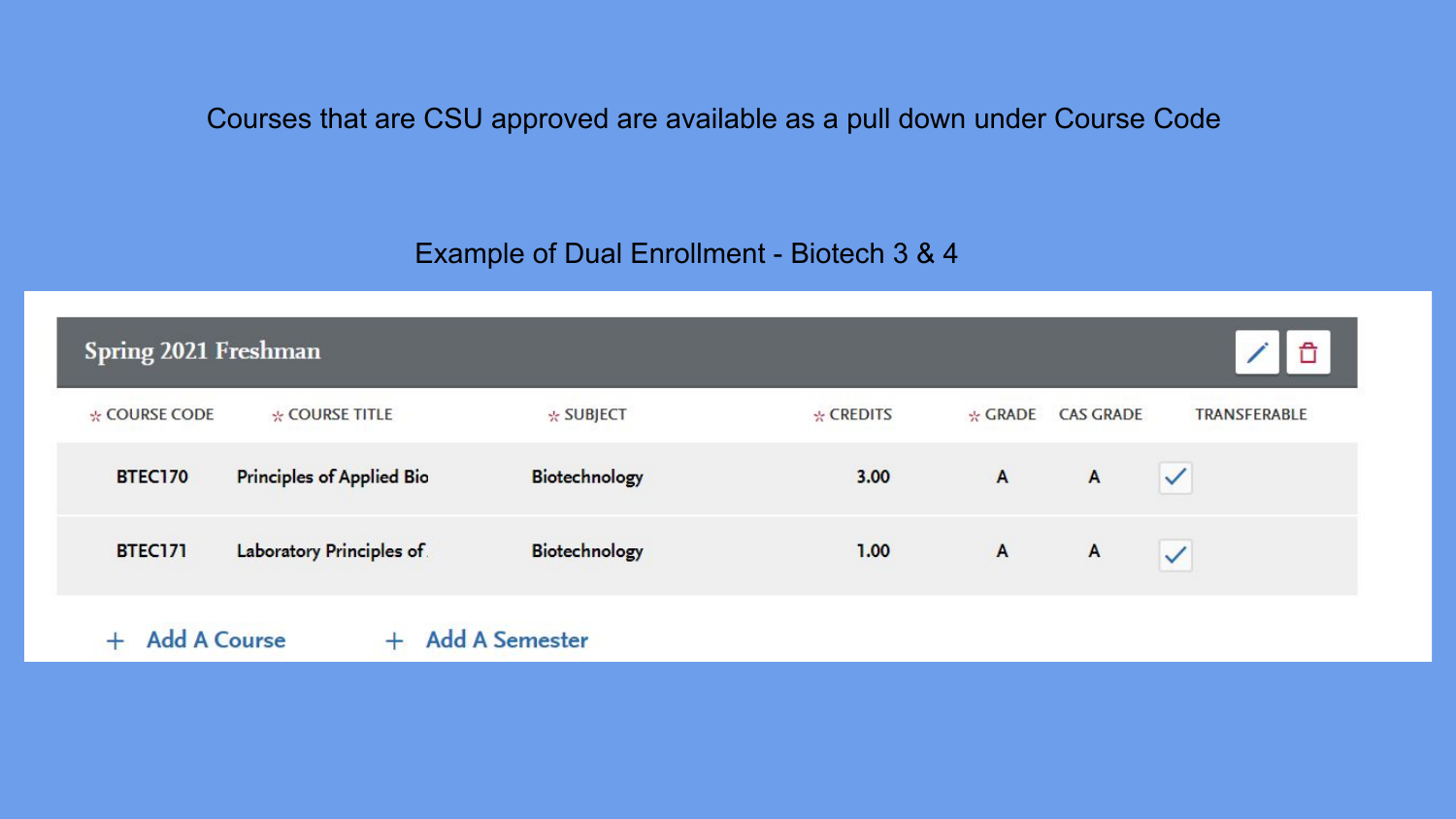Courses that are CSU approved are available as a pull down under Course Code

Example of Dual Enrollment - Biotech 3 & 4

**Spring 2021 Freshman**

| * COURSE CODE | * COURSE TITLE | * SUBJECT | * CREDITS | * GRADE | CAS GRADE | TRANSFERABLE |
|---|---|---|---|---|---|---|
| BTEC170 | Principles of Applied Bio | Biotechnology | 3.00 | A | A | ✓ |
| BTEC171 | Laboratory Principles of | Biotechnology | 1.00 | A | A | ✓ |

\+ Add A Course    + Add A Semester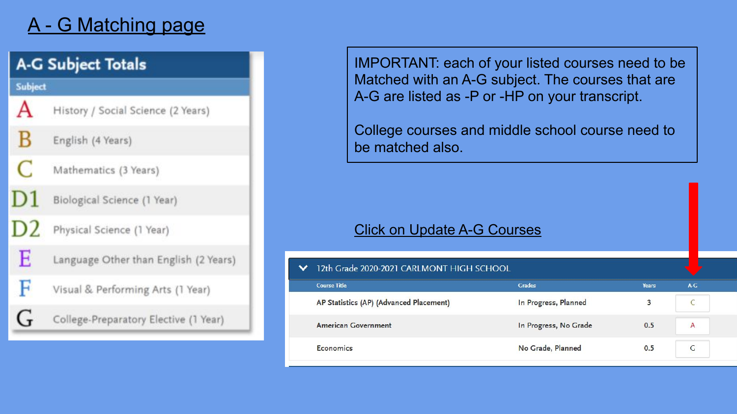# A - G Matching page

## A-G Subject Totals

| Subject | |
|---|---|
| A | History / Social Science (2 Years) |
| B | English (4 Years) |
| C | Mathematics (3 Years) |
| D1 | Biological Science (1 Year) |
| D2 | Physical Science (1 Year) |
| E | Language Other than English (2 Years) |
| F | Visual & Performing Arts (1 Year) |
| G | College-Preparatory Elective (1 Year) |

IMPORTANT: each of your listed courses need to be Matched with an A-G subject. The courses that are A-G are listed as -P or -HP on your transcript.

College courses and middle school course need to be matched also.

Click on Update A-G Courses

12th Grade 2020-2021 CARLMONT HIGH SCHOOL

| Course Title | Grades | Years | A-G |
|---|---|---|---|
| AP Statistics (AP) (Advanced Placement) | In Progress, Planned | 3 | C |
| American Government | In Progress, No Grade | 0.5 | A |
| Economics | No Grade, Planned | 0.5 | G |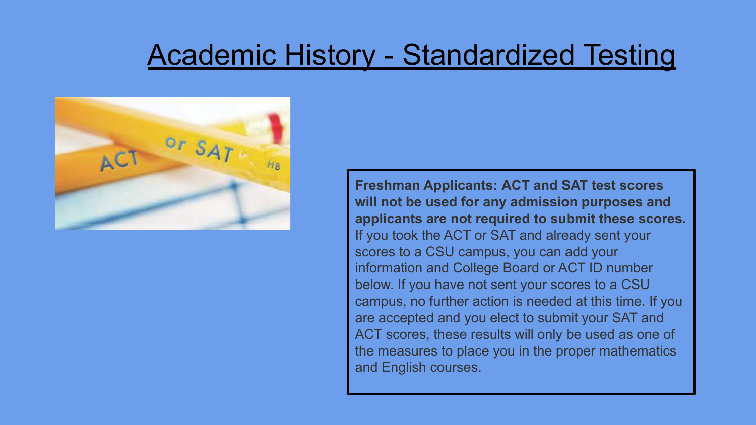# Academic History - Standardized Testing

**Freshman Applicants: ACT and SAT test scores will not be used for any admission purposes and applicants are not required to submit these scores.** If you took the ACT or SAT and already sent your scores to a CSU campus, you can add your information and College Board or ACT ID number below. If you have not sent your scores to a CSU campus, no further action is needed at this time. If you are accepted and you elect to submit your SAT and ACT scores, these results will only be used as one of the measures to place you in the proper mathematics and English courses.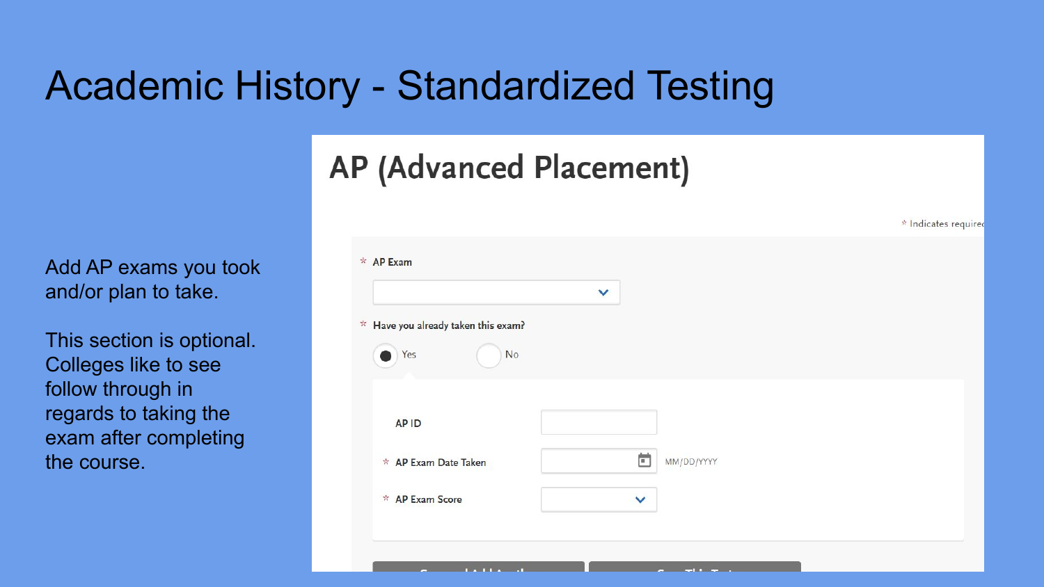# Academic History - Standardized Testing

Add AP exams you took and/or plan to take.

This section is optional. Colleges like to see follow through in regards to taking the exam after completing the course.

## AP (Advanced Placement)

* Indicates required

* AP Exam

* Have you already taken this exam?

Yes No

AP ID

* AP Exam Date Taken MM/DD/YYYY

* AP Exam Score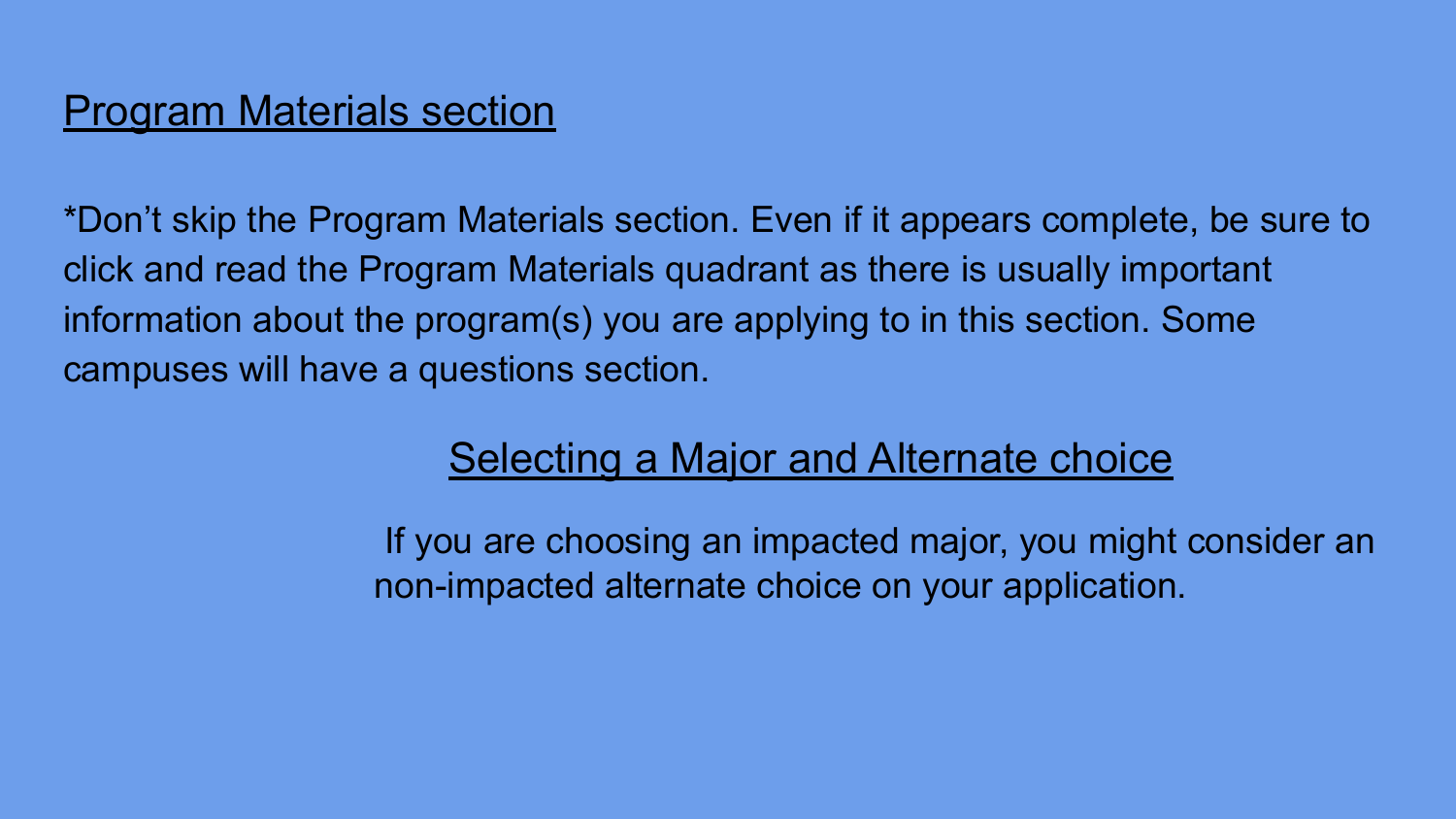## Program Materials section

*Don’t skip the Program Materials section. Even if it appears complete, be sure to click and read the Program Materials quadrant as there is usually important information about the program(s) you are applying to in this section. Some campuses will have a questions section.

## Selecting a Major and Alternate choice

If you are choosing an impacted major, you might consider an non-impacted alternate choice on your application.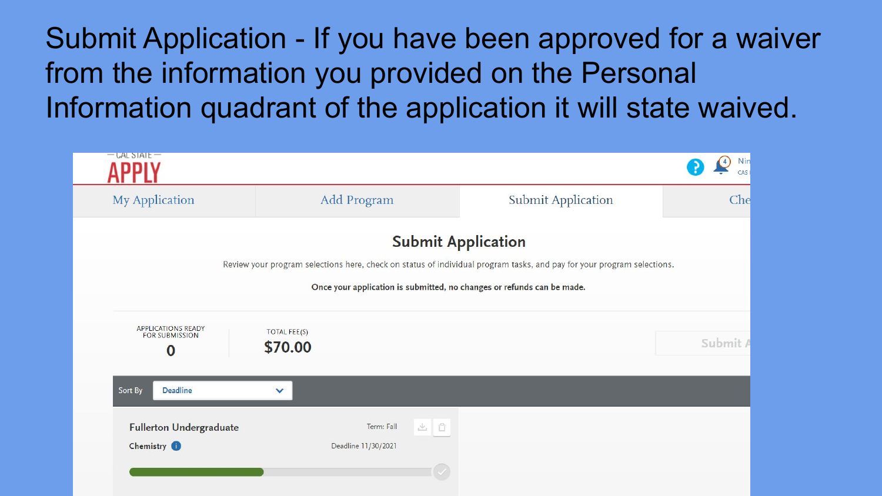Submit Application - If you have been approved for a waiver from the information you provided on the Personal Information quadrant of the application it will state waived.

CAL STATE

APPLY

My Application | Add Program | Submit Application | Che

## Submit Application

Review your program selections here, check on status of individual program tasks, and pay for your program selections.

**Once your application is submitted, no changes or refunds can be made.**

APPLICATIONS READY FOR SUBMISSION

**0**

TOTAL FEE(S)

**$70.00**

Submit A

Sort By: Deadline

**Fullerton Undergraduate**

Term: Fall

**Chemistry**

Deadline 11/30/2021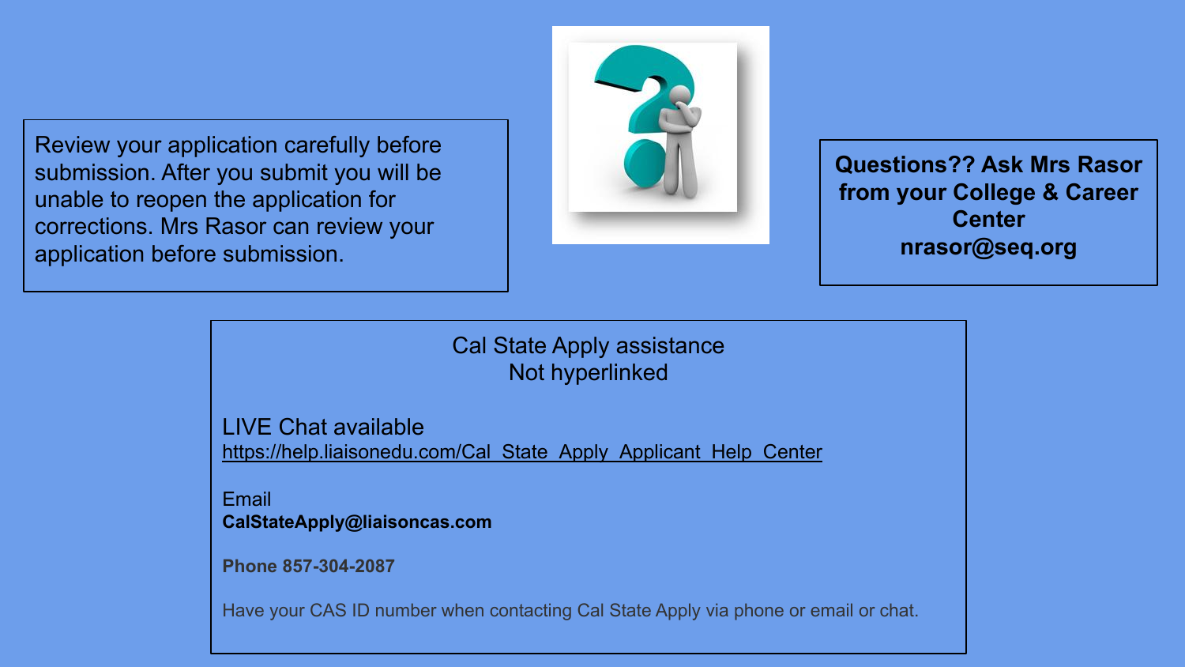Review your application carefully before submission. After you submit you will be unable to reopen the application for corrections. Mrs Rasor can review your application before submission.

**Questions?? Ask Mrs Rasor from your College & Career Center**
**nrasor@seq.org**

Cal State Apply assistance
Not hyperlinked

LIVE Chat available
https://help.liaisonedu.com/Cal_State_Apply_Applicant_Help_Center

Email
**CalStateApply@liaisoncas.com**

**Phone 857-304-2087**

Have your CAS ID number when contacting Cal State Apply via phone or email or chat.